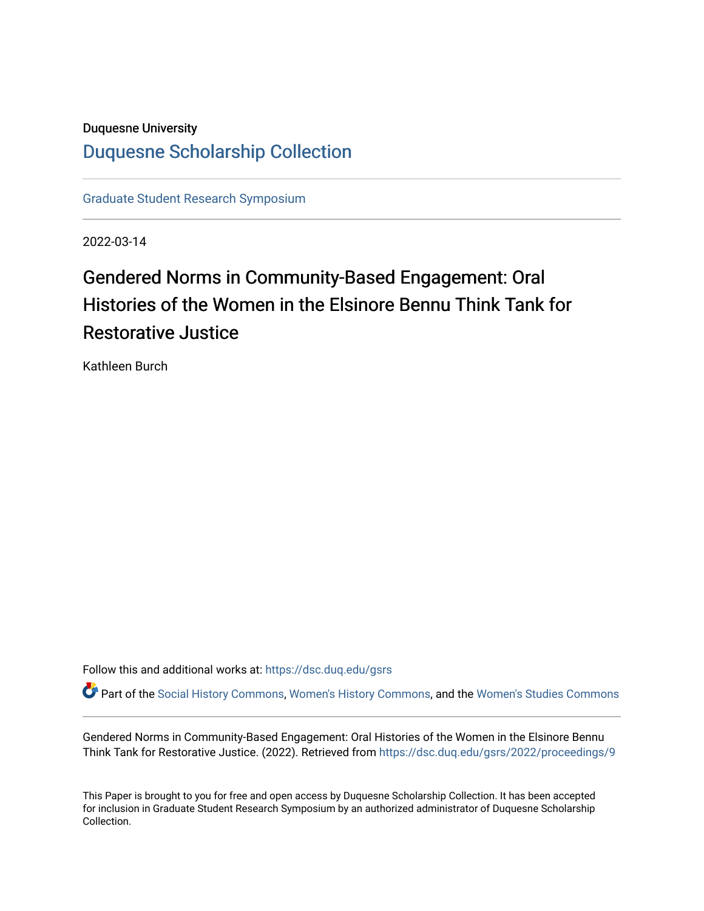Duquesne University

# Duquesne Scholarship Collection

Graduate Student Research Symposium

2022-03-14

## Gendered Norms in Community-Based Engagement: Oral Histories of the Women in the Elsinore Bennu Think Tank for Restorative Justice

Kathleen Burch

Follow this and additional works at: https://dsc.duq.edu/gsrs

Part of the Social History Commons, Women's History Commons, and the Women's Studies Commons

Gendered Norms in Community-Based Engagement: Oral Histories of the Women in the Elsinore Bennu Think Tank for Restorative Justice. (2022). Retrieved from https://dsc.duq.edu/gsrs/2022/proceedings/9

This Paper is brought to you for free and open access by Duquesne Scholarship Collection. It has been accepted for inclusion in Graduate Student Research Symposium by an authorized administrator of Duquesne Scholarship Collection.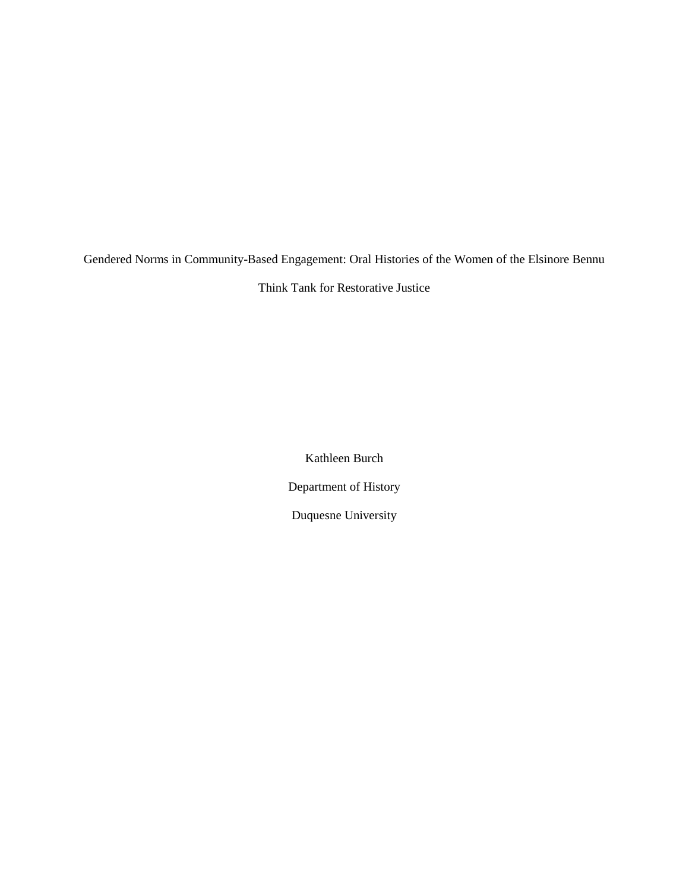# Gendered Norms in Community-Based Engagement: Oral Histories of the Women of the Elsinore Bennu Think Tank for Restorative Justice

Kathleen Burch

Department of History

Duquesne University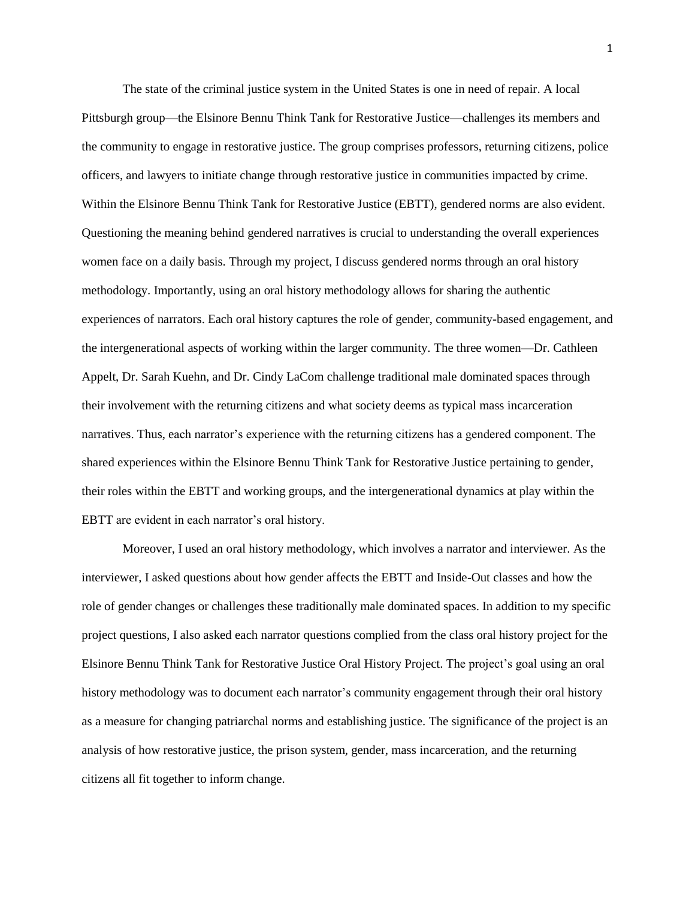The state of the criminal justice system in the United States is one in need of repair. A local Pittsburgh group—the Elsinore Bennu Think Tank for Restorative Justice—challenges its members and the community to engage in restorative justice. The group comprises professors, returning citizens, police officers, and lawyers to initiate change through restorative justice in communities impacted by crime. Within the Elsinore Bennu Think Tank for Restorative Justice (EBTT), gendered norms are also evident. Questioning the meaning behind gendered narratives is crucial to understanding the overall experiences women face on a daily basis. Through my project, I discuss gendered norms through an oral history methodology. Importantly, using an oral history methodology allows for sharing the authentic experiences of narrators. Each oral history captures the role of gender, community-based engagement, and the intergenerational aspects of working within the larger community. The three women—Dr. Cathleen Appelt, Dr. Sarah Kuehn, and Dr. Cindy LaCom challenge traditional male dominated spaces through their involvement with the returning citizens and what society deems as typical mass incarceration narratives. Thus, each narrator's experience with the returning citizens has a gendered component. The shared experiences within the Elsinore Bennu Think Tank for Restorative Justice pertaining to gender, their roles within the EBTT and working groups, and the intergenerational dynamics at play within the EBTT are evident in each narrator's oral history.

Moreover, I used an oral history methodology, which involves a narrator and interviewer. As the interviewer, I asked questions about how gender affects the EBTT and Inside-Out classes and how the role of gender changes or challenges these traditionally male dominated spaces. In addition to my specific project questions, I also asked each narrator questions complied from the class oral history project for the Elsinore Bennu Think Tank for Restorative Justice Oral History Project. The project's goal using an oral history methodology was to document each narrator's community engagement through their oral history as a measure for changing patriarchal norms and establishing justice. The significance of the project is an analysis of how restorative justice, the prison system, gender, mass incarceration, and the returning citizens all fit together to inform change.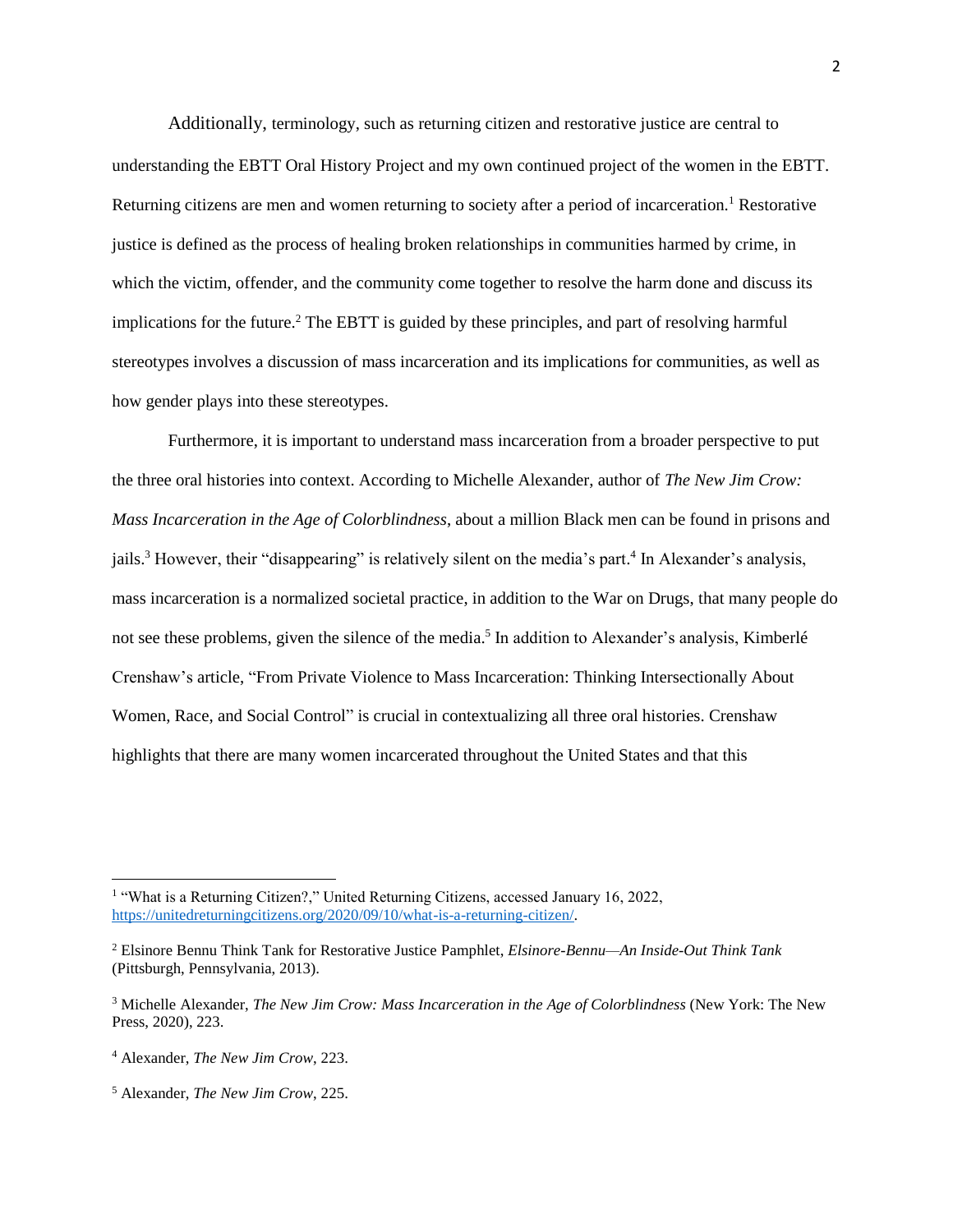Additionally, terminology, such as returning citizen and restorative justice are central to understanding the EBTT Oral History Project and my own continued project of the women in the EBTT. Returning citizens are men and women returning to society after a period of incarceration.[1] Restorative justice is defined as the process of healing broken relationships in communities harmed by crime, in which the victim, offender, and the community come together to resolve the harm done and discuss its implications for the future.[2] The EBTT is guided by these principles, and part of resolving harmful stereotypes involves a discussion of mass incarceration and its implications for communities, as well as how gender plays into these stereotypes.

Furthermore, it is important to understand mass incarceration from a broader perspective to put the three oral histories into context. According to Michelle Alexander, author of *The New Jim Crow: Mass Incarceration in the Age of Colorblindness*, about a million Black men can be found in prisons and jails.[3] However, their "disappearing" is relatively silent on the media's part.[4] In Alexander's analysis, mass incarceration is a normalized societal practice, in addition to the War on Drugs, that many people do not see these problems, given the silence of the media.[5] In addition to Alexander's analysis, Kimberlé Crenshaw's article, "From Private Violence to Mass Incarceration: Thinking Intersectionally About Women, Race, and Social Control" is crucial in contextualizing all three oral histories. Crenshaw highlights that there are many women incarcerated throughout the United States and that this

---

[1] "What is a Returning Citizen?," United Returning Citizens, accessed January 16, 2022, https://unitedreturningcitizens.org/2020/09/10/what-is-a-returning-citizen/.

[2] Elsinore Bennu Think Tank for Restorative Justice Pamphlet, *Elsinore-Bennu—An Inside-Out Think Tank* (Pittsburgh, Pennsylvania, 2013).

[3] Michelle Alexander, *The New Jim Crow: Mass Incarceration in the Age of Colorblindness* (New York: The New Press, 2020), 223.

[4] Alexander, *The New Jim Crow*, 223.

[5] Alexander, *The New Jim Crow*, 225.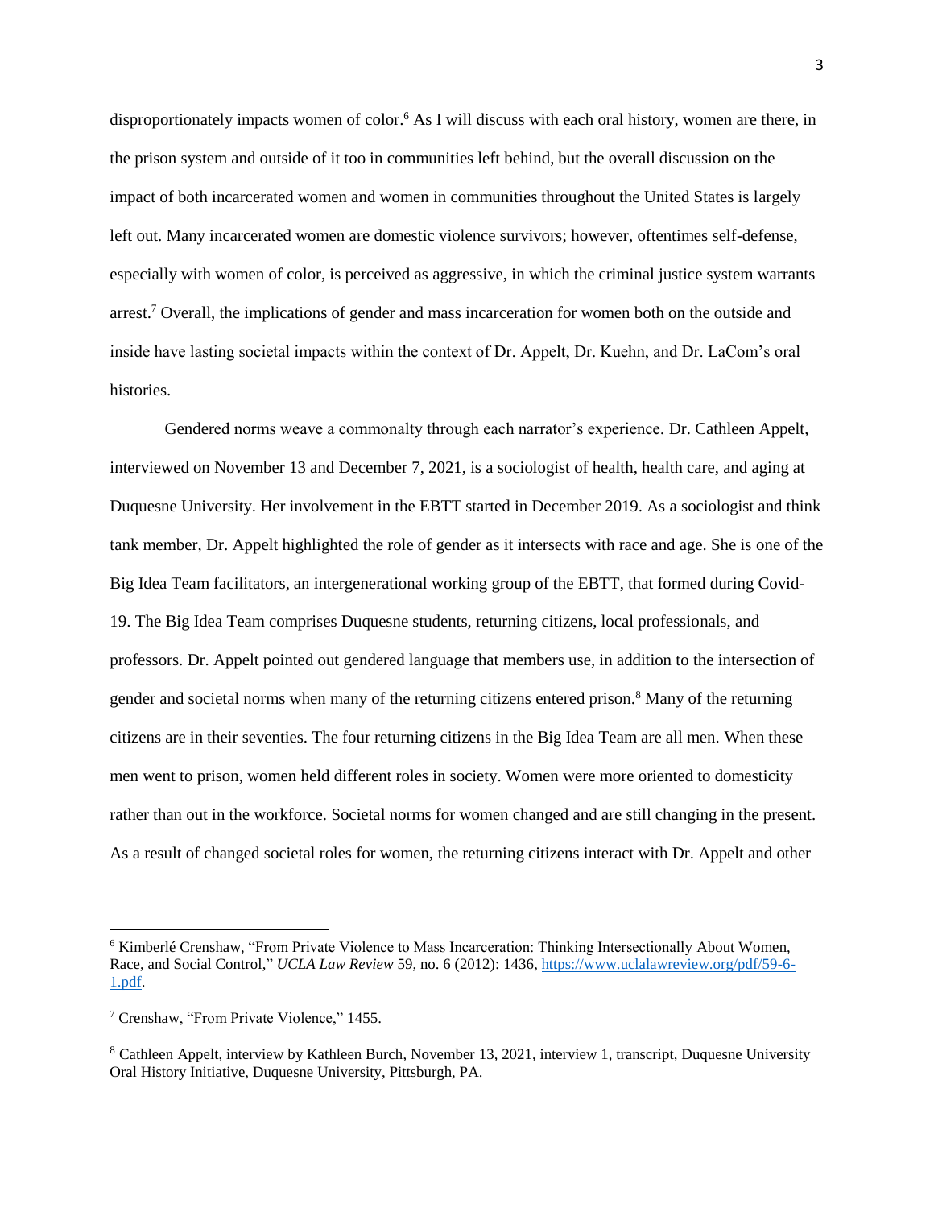disproportionately impacts women of color.[6] As I will discuss with each oral history, women are there, in the prison system and outside of it too in communities left behind, but the overall discussion on the impact of both incarcerated women and women in communities throughout the United States is largely left out. Many incarcerated women are domestic violence survivors; however, oftentimes self-defense, especially with women of color, is perceived as aggressive, in which the criminal justice system warrants arrest.[7] Overall, the implications of gender and mass incarceration for women both on the outside and inside have lasting societal impacts within the context of Dr. Appelt, Dr. Kuehn, and Dr. LaCom's oral histories.

Gendered norms weave a commonalty through each narrator's experience. Dr. Cathleen Appelt, interviewed on November 13 and December 7, 2021, is a sociologist of health, health care, and aging at Duquesne University. Her involvement in the EBTT started in December 2019. As a sociologist and think tank member, Dr. Appelt highlighted the role of gender as it intersects with race and age. She is one of the Big Idea Team facilitators, an intergenerational working group of the EBTT, that formed during Covid-19. The Big Idea Team comprises Duquesne students, returning citizens, local professionals, and professors. Dr. Appelt pointed out gendered language that members use, in addition to the intersection of gender and societal norms when many of the returning citizens entered prison.[8] Many of the returning citizens are in their seventies. The four returning citizens in the Big Idea Team are all men. When these men went to prison, women held different roles in society. Women were more oriented to domesticity rather than out in the workforce. Societal norms for women changed and are still changing in the present. As a result of changed societal roles for women, the returning citizens interact with Dr. Appelt and other

---

[6] Kimberlé Crenshaw, "From Private Violence to Mass Incarceration: Thinking Intersectionally About Women, Race, and Social Control," *UCLA Law Review* 59, no. 6 (2012): 1436, https://www.uclalawreview.org/pdf/59-6-1.pdf.

[7] Crenshaw, "From Private Violence," 1455.

[8] Cathleen Appelt, interview by Kathleen Burch, November 13, 2021, interview 1, transcript, Duquesne University Oral History Initiative, Duquesne University, Pittsburgh, PA.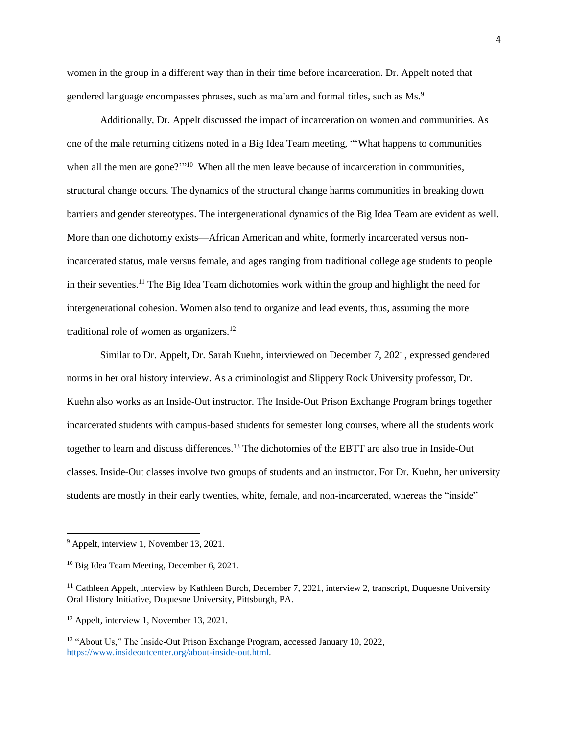women in the group in a different way than in their time before incarceration. Dr. Appelt noted that gendered language encompasses phrases, such as ma'am and formal titles, such as Ms.[9]

Additionally, Dr. Appelt discussed the impact of incarceration on women and communities. As one of the male returning citizens noted in a Big Idea Team meeting, "'What happens to communities when all the men are gone?'"[10] When all the men leave because of incarceration in communities, structural change occurs. The dynamics of the structural change harms communities in breaking down barriers and gender stereotypes. The intergenerational dynamics of the Big Idea Team are evident as well. More than one dichotomy exists—African American and white, formerly incarcerated versus non-incarcerated status, male versus female, and ages ranging from traditional college age students to people in their seventies.[11] The Big Idea Team dichotomies work within the group and highlight the need for intergenerational cohesion. Women also tend to organize and lead events, thus, assuming the more traditional role of women as organizers.[12]

Similar to Dr. Appelt, Dr. Sarah Kuehn, interviewed on December 7, 2021, expressed gendered norms in her oral history interview. As a criminologist and Slippery Rock University professor, Dr. Kuehn also works as an Inside-Out instructor. The Inside-Out Prison Exchange Program brings together incarcerated students with campus-based students for semester long courses, where all the students work together to learn and discuss differences.[13] The dichotomies of the EBTT are also true in Inside-Out classes. Inside-Out classes involve two groups of students and an instructor. For Dr. Kuehn, her university students are mostly in their early twenties, white, female, and non-incarcerated, whereas the "inside"

---

[9] Appelt, interview 1, November 13, 2021.

[10] Big Idea Team Meeting, December 6, 2021.

[11] Cathleen Appelt, interview by Kathleen Burch, December 7, 2021, interview 2, transcript, Duquesne University Oral History Initiative, Duquesne University, Pittsburgh, PA.

[12] Appelt, interview 1, November 13, 2021.

[13] "About Us," The Inside-Out Prison Exchange Program, accessed January 10, 2022, https://www.insideoutcenter.org/about-inside-out.html.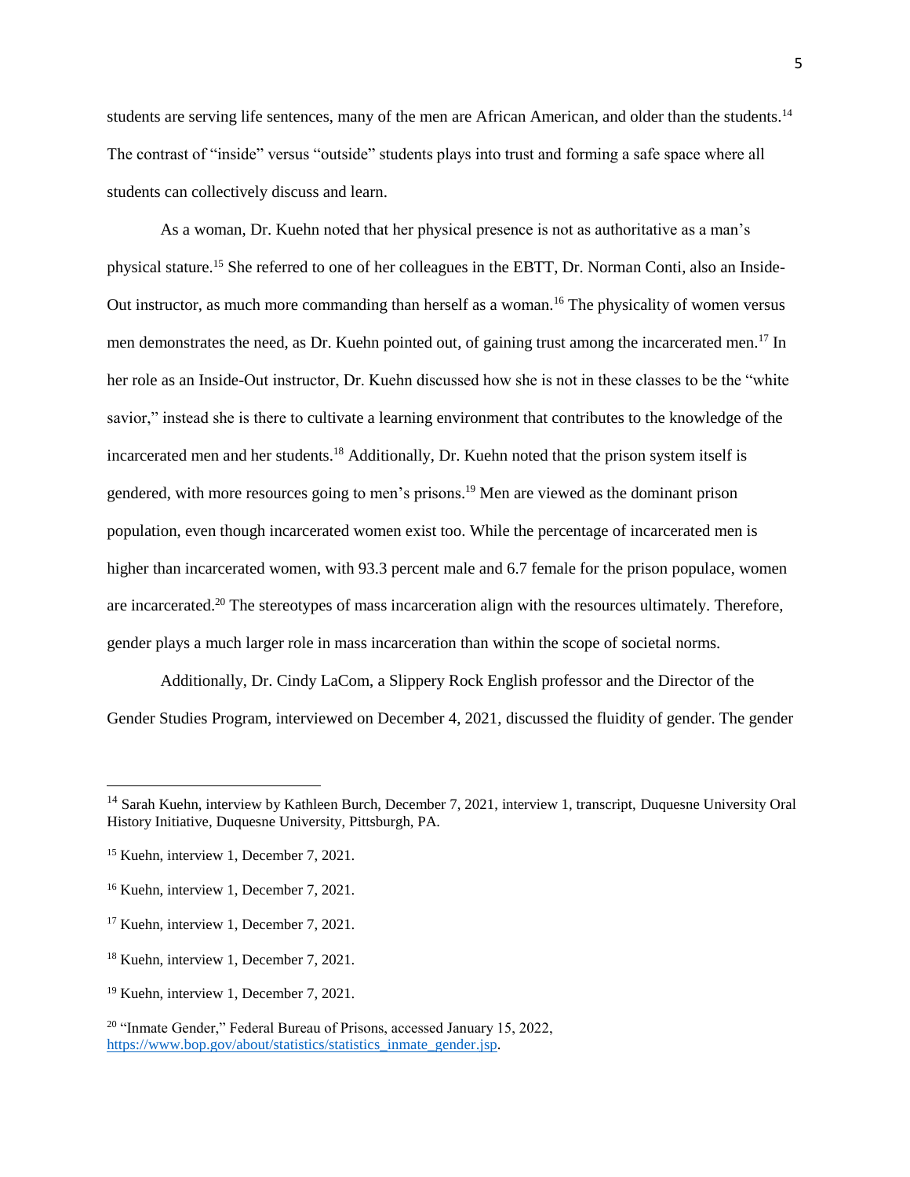students are serving life sentences, many of the men are African American, and older than the students.[14] The contrast of "inside" versus "outside" students plays into trust and forming a safe space where all students can collectively discuss and learn.

As a woman, Dr. Kuehn noted that her physical presence is not as authoritative as a man's physical stature.[15] She referred to one of her colleagues in the EBTT, Dr. Norman Conti, also an Inside-Out instructor, as much more commanding than herself as a woman.[16] The physicality of women versus men demonstrates the need, as Dr. Kuehn pointed out, of gaining trust among the incarcerated men.[17] In her role as an Inside-Out instructor, Dr. Kuehn discussed how she is not in these classes to be the "white savior," instead she is there to cultivate a learning environment that contributes to the knowledge of the incarcerated men and her students.[18] Additionally, Dr. Kuehn noted that the prison system itself is gendered, with more resources going to men's prisons.[19] Men are viewed as the dominant prison population, even though incarcerated women exist too. While the percentage of incarcerated men is higher than incarcerated women, with 93.3 percent male and 6.7 female for the prison populace, women are incarcerated.[20] The stereotypes of mass incarceration align with the resources ultimately. Therefore, gender plays a much larger role in mass incarceration than within the scope of societal norms.

Additionally, Dr. Cindy LaCom, a Slippery Rock English professor and the Director of the Gender Studies Program, interviewed on December 4, 2021, discussed the fluidity of gender. The gender

---

[14] Sarah Kuehn, interview by Kathleen Burch, December 7, 2021, interview 1, transcript, Duquesne University Oral History Initiative, Duquesne University, Pittsburgh, PA.

[15] Kuehn, interview 1, December 7, 2021.

[16] Kuehn, interview 1, December 7, 2021.

[17] Kuehn, interview 1, December 7, 2021.

[18] Kuehn, interview 1, December 7, 2021.

[19] Kuehn, interview 1, December 7, 2021.

[20] "Inmate Gender," Federal Bureau of Prisons, accessed January 15, 2022, https://www.bop.gov/about/statistics/statistics_inmate_gender.jsp.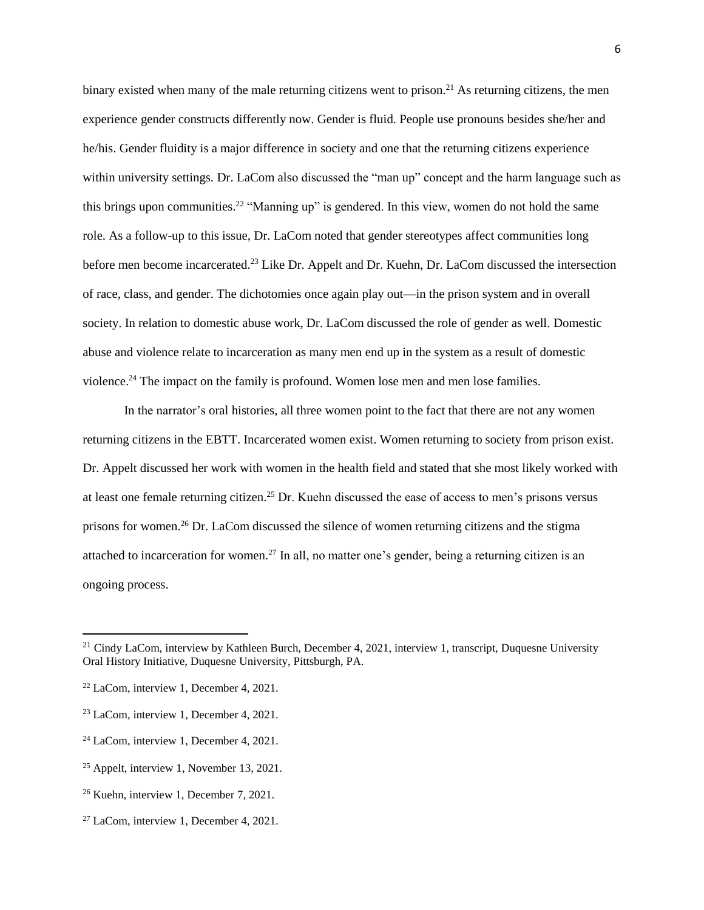binary existed when many of the male returning citizens went to prison.[21] As returning citizens, the men experience gender constructs differently now. Gender is fluid. People use pronouns besides she/her and he/his. Gender fluidity is a major difference in society and one that the returning citizens experience within university settings. Dr. LaCom also discussed the "man up" concept and the harm language such as this brings upon communities.[22] "Manning up" is gendered. In this view, women do not hold the same role. As a follow-up to this issue, Dr. LaCom noted that gender stereotypes affect communities long before men become incarcerated.[23] Like Dr. Appelt and Dr. Kuehn, Dr. LaCom discussed the intersection of race, class, and gender. The dichotomies once again play out—in the prison system and in overall society. In relation to domestic abuse work, Dr. LaCom discussed the role of gender as well. Domestic abuse and violence relate to incarceration as many men end up in the system as a result of domestic violence.[24] The impact on the family is profound. Women lose men and men lose families.

In the narrator's oral histories, all three women point to the fact that there are not any women returning citizens in the EBTT. Incarcerated women exist. Women returning to society from prison exist. Dr. Appelt discussed her work with women in the health field and stated that she most likely worked with at least one female returning citizen.[25] Dr. Kuehn discussed the ease of access to men's prisons versus prisons for women.[26] Dr. LaCom discussed the silence of women returning citizens and the stigma attached to incarceration for women.[27] In all, no matter one's gender, being a returning citizen is an ongoing process.

---

[21] Cindy LaCom, interview by Kathleen Burch, December 4, 2021, interview 1, transcript, Duquesne University Oral History Initiative, Duquesne University, Pittsburgh, PA.

[22] LaCom, interview 1, December 4, 2021.

[23] LaCom, interview 1, December 4, 2021.

[24] LaCom, interview 1, December 4, 2021.

[25] Appelt, interview 1, November 13, 2021.

[26] Kuehn, interview 1, December 7, 2021.

[27] LaCom, interview 1, December 4, 2021.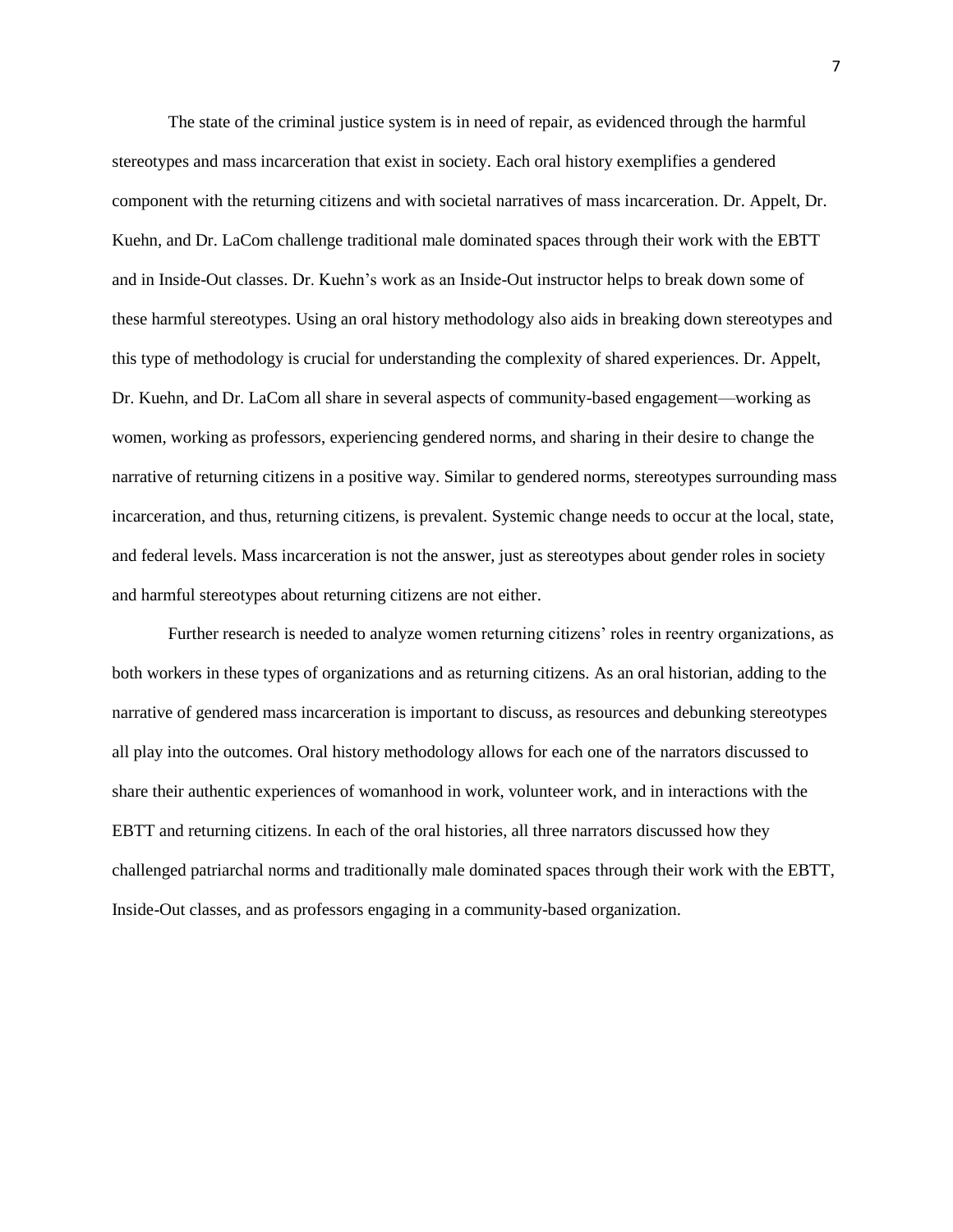The state of the criminal justice system is in need of repair, as evidenced through the harmful stereotypes and mass incarceration that exist in society. Each oral history exemplifies a gendered component with the returning citizens and with societal narratives of mass incarceration. Dr. Appelt, Dr. Kuehn, and Dr. LaCom challenge traditional male dominated spaces through their work with the EBTT and in Inside-Out classes. Dr. Kuehn's work as an Inside-Out instructor helps to break down some of these harmful stereotypes. Using an oral history methodology also aids in breaking down stereotypes and this type of methodology is crucial for understanding the complexity of shared experiences. Dr. Appelt, Dr. Kuehn, and Dr. LaCom all share in several aspects of community-based engagement—working as women, working as professors, experiencing gendered norms, and sharing in their desire to change the narrative of returning citizens in a positive way. Similar to gendered norms, stereotypes surrounding mass incarceration, and thus, returning citizens, is prevalent. Systemic change needs to occur at the local, state, and federal levels. Mass incarceration is not the answer, just as stereotypes about gender roles in society and harmful stereotypes about returning citizens are not either.

Further research is needed to analyze women returning citizens' roles in reentry organizations, as both workers in these types of organizations and as returning citizens. As an oral historian, adding to the narrative of gendered mass incarceration is important to discuss, as resources and debunking stereotypes all play into the outcomes. Oral history methodology allows for each one of the narrators discussed to share their authentic experiences of womanhood in work, volunteer work, and in interactions with the EBTT and returning citizens. In each of the oral histories, all three narrators discussed how they challenged patriarchal norms and traditionally male dominated spaces through their work with the EBTT, Inside-Out classes, and as professors engaging in a community-based organization.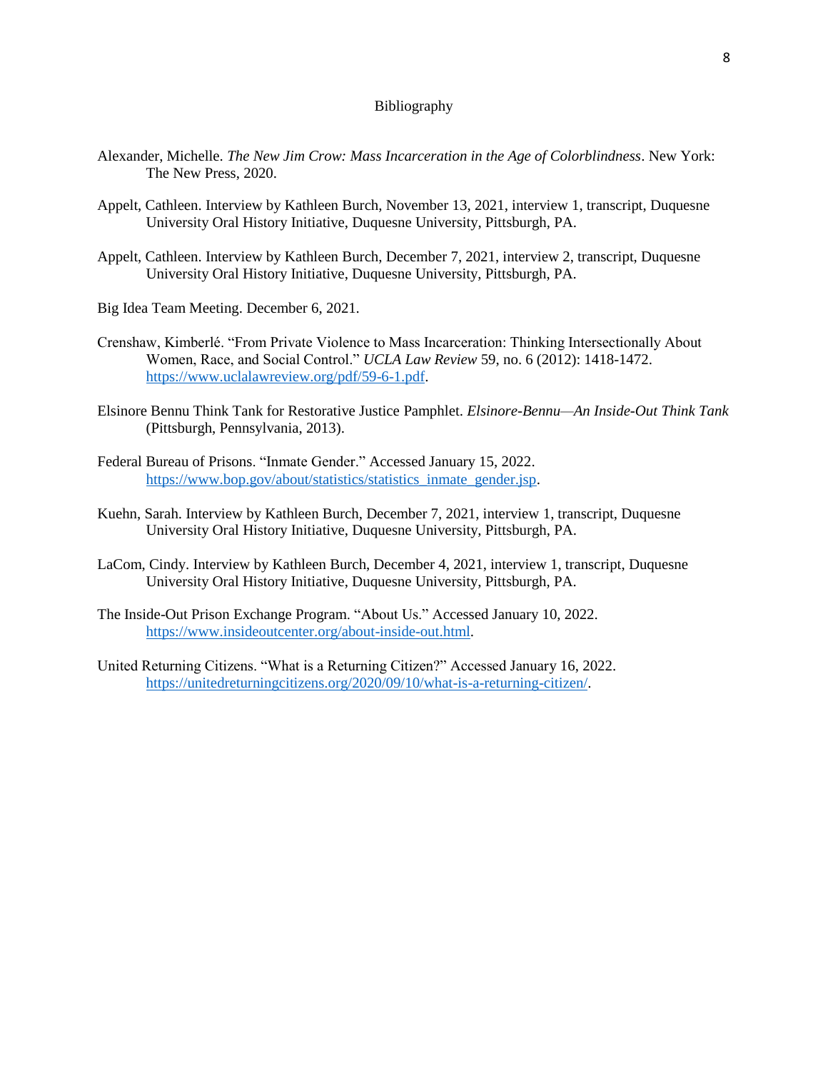# Bibliography

Alexander, Michelle. *The New Jim Crow: Mass Incarceration in the Age of Colorblindness*. New York: The New Press, 2020.

Appelt, Cathleen. Interview by Kathleen Burch, November 13, 2021, interview 1, transcript, Duquesne University Oral History Initiative, Duquesne University, Pittsburgh, PA.

Appelt, Cathleen. Interview by Kathleen Burch, December 7, 2021, interview 2, transcript, Duquesne University Oral History Initiative, Duquesne University, Pittsburgh, PA.

Big Idea Team Meeting. December 6, 2021.

Crenshaw, Kimberlé. "From Private Violence to Mass Incarceration: Thinking Intersectionally About Women, Race, and Social Control." *UCLA Law Review* 59, no. 6 (2012): 1418-1472. https://www.uclalawreview.org/pdf/59-6-1.pdf.

Elsinore Bennu Think Tank for Restorative Justice Pamphlet. *Elsinore-Bennu—An Inside-Out Think Tank* (Pittsburgh, Pennsylvania, 2013).

Federal Bureau of Prisons. "Inmate Gender." Accessed January 15, 2022. https://www.bop.gov/about/statistics/statistics_inmate_gender.jsp.

Kuehn, Sarah. Interview by Kathleen Burch, December 7, 2021, interview 1, transcript, Duquesne University Oral History Initiative, Duquesne University, Pittsburgh, PA.

LaCom, Cindy. Interview by Kathleen Burch, December 4, 2021, interview 1, transcript, Duquesne University Oral History Initiative, Duquesne University, Pittsburgh, PA.

The Inside-Out Prison Exchange Program. "About Us." Accessed January 10, 2022. https://www.insideoutcenter.org/about-inside-out.html.

United Returning Citizens. "What is a Returning Citizen?" Accessed January 16, 2022. https://unitedreturningcitizens.org/2020/09/10/what-is-a-returning-citizen/.